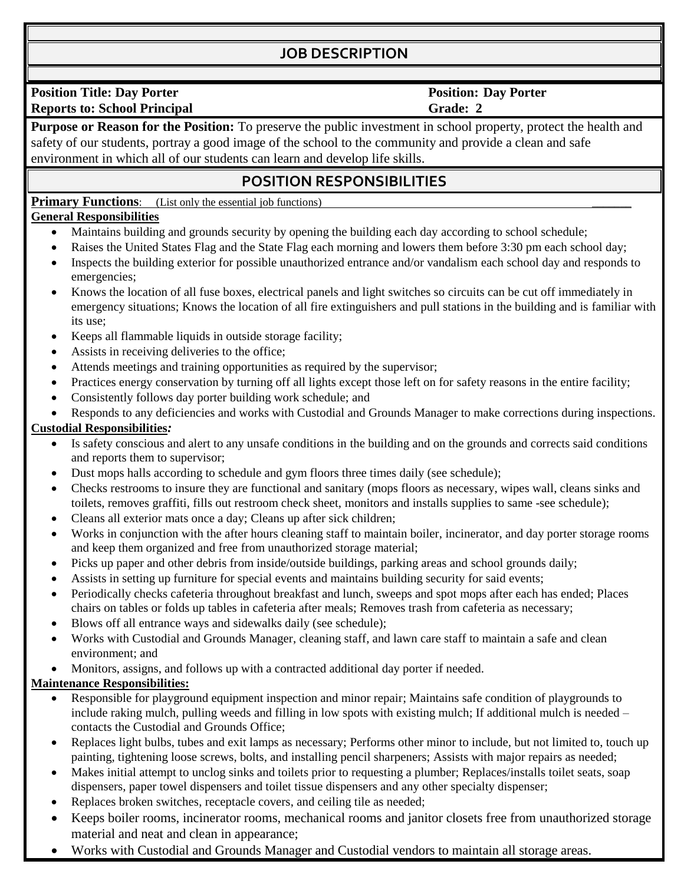# JOB DESCRIPTION

**Position Title: Day Porter** **Position: Day Porter**
**Reports to: School Principal** **Grade: 2**

**Purpose or Reason for the Position:** To preserve the public investment in school property, protect the health and safety of our students, portray a good image of the school to the community and provide a clean and safe environment in which all of our students can learn and develop life skills.

## POSITION RESPONSIBILITIES

**Primary Functions**: (List only the essential job functions)

**General Responsibilities**

- Maintains building and grounds security by opening the building each day according to school schedule;
- Raises the United States Flag and the State Flag each morning and lowers them before 3:30 pm each school day;
- Inspects the building exterior for possible unauthorized entrance and/or vandalism each school day and responds to emergencies;
- Knows the location of all fuse boxes, electrical panels and light switches so circuits can be cut off immediately in emergency situations; Knows the location of all fire extinguishers and pull stations in the building and is familiar with its use;
- Keeps all flammable liquids in outside storage facility;
- Assists in receiving deliveries to the office;
- Attends meetings and training opportunities as required by the supervisor;
- Practices energy conservation by turning off all lights except those left on for safety reasons in the entire facility;
- Consistently follows day porter building work schedule; and
- Responds to any deficiencies and works with Custodial and Grounds Manager to make corrections during inspections.

**Custodial Responsibilities*:***

- Is safety conscious and alert to any unsafe conditions in the building and on the grounds and corrects said conditions and reports them to supervisor;
- Dust mops halls according to schedule and gym floors three times daily (see schedule);
- Checks restrooms to insure they are functional and sanitary (mops floors as necessary, wipes wall, cleans sinks and toilets, removes graffiti, fills out restroom check sheet, monitors and installs supplies to same -see schedule);
- Cleans all exterior mats once a day; Cleans up after sick children;
- Works in conjunction with the after hours cleaning staff to maintain boiler, incinerator, and day porter storage rooms and keep them organized and free from unauthorized storage material;
- Picks up paper and other debris from inside/outside buildings, parking areas and school grounds daily;
- Assists in setting up furniture for special events and maintains building security for said events;
- Periodically checks cafeteria throughout breakfast and lunch, sweeps and spot mops after each has ended; Places chairs on tables or folds up tables in cafeteria after meals; Removes trash from cafeteria as necessary;
- Blows off all entrance ways and sidewalks daily (see schedule);
- Works with Custodial and Grounds Manager, cleaning staff, and lawn care staff to maintain a safe and clean environment; and
- Monitors, assigns, and follows up with a contracted additional day porter if needed.

**Maintenance Responsibilities:**

- Responsible for playground equipment inspection and minor repair; Maintains safe condition of playgrounds to include raking mulch, pulling weeds and filling in low spots with existing mulch; If additional mulch is needed – contacts the Custodial and Grounds Office;
- Replaces light bulbs, tubes and exit lamps as necessary; Performs other minor to include, but not limited to, touch up painting, tightening loose screws, bolts, and installing pencil sharpeners; Assists with major repairs as needed;
- Makes initial attempt to unclog sinks and toilets prior to requesting a plumber; Replaces/installs toilet seats, soap dispensers, paper towel dispensers and toilet tissue dispensers and any other specialty dispenser;
- Replaces broken switches, receptacle covers, and ceiling tile as needed;
- Keeps boiler rooms, incinerator rooms, mechanical rooms and janitor closets free from unauthorized storage material and neat and clean in appearance;
- Works with Custodial and Grounds Manager and Custodial vendors to maintain all storage areas.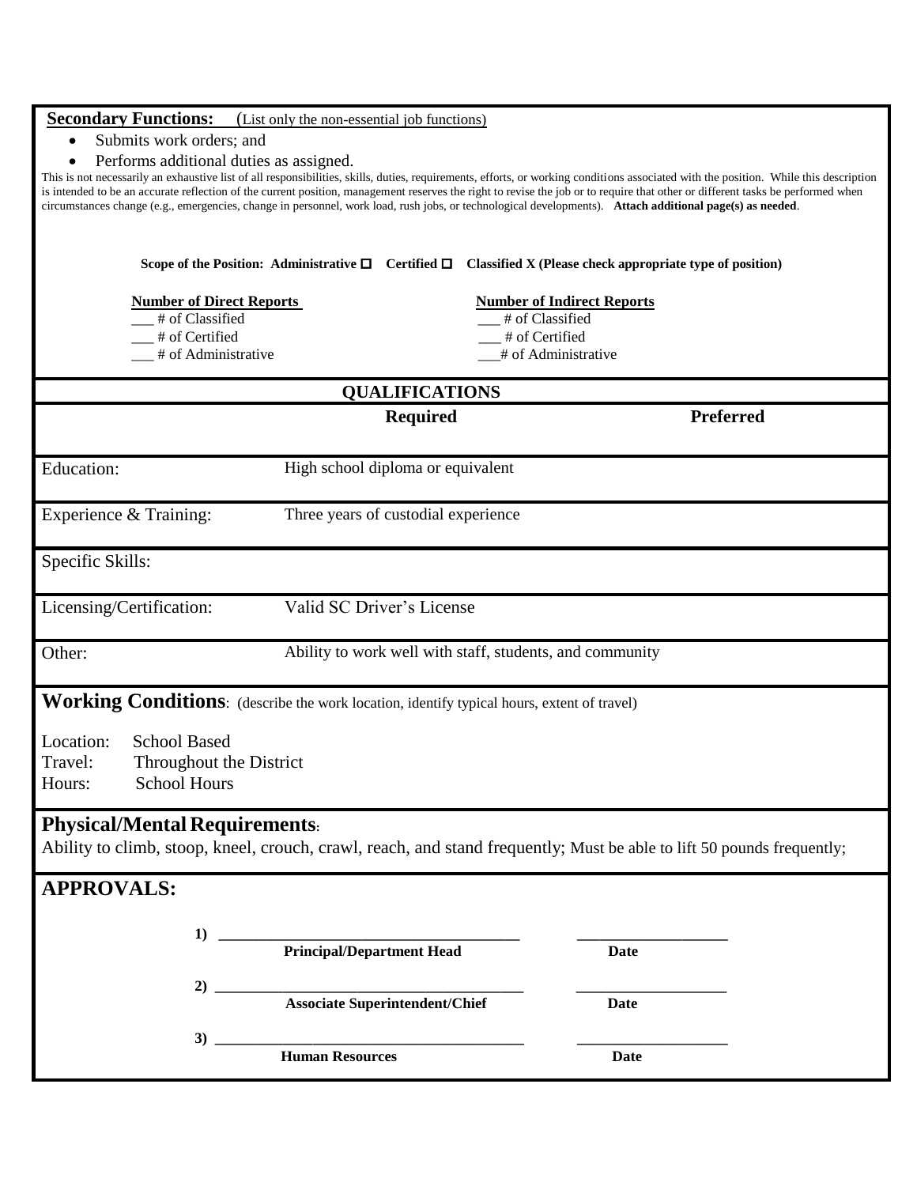**Secondary Functions:** (List only the non-essential job functions)

- Submits work orders; and
- Performs additional duties as assigned.

This is not necessarily an exhaustive list of all responsibilities, skills, duties, requirements, efforts, or working conditions associated with the position. While this description is intended to be an accurate reflection of the current position, management reserves the right to revise the job or to require that other or different tasks be performed when circumstances change (e.g., emergencies, change in personnel, work load, rush jobs, or technological developments). **Attach additional page(s) as needed**.

**Scope of the Position: Administrative ☐ Certified ☐ Classified X (Please check appropriate type of position)**

| **Number of Direct Reports** | **Number of Indirect Reports** |
|---|---|
| ___ # of Classified | ___ # of Classified |
| ___ # of Certified | ___ # of Certified |
| ___ # of Administrative | ___# of Administrative |

## QUALIFICATIONS

| | **Required** | **Preferred** |
|---|---|---|
| Education: | High school diploma or equivalent | |
| Experience & Training: | Three years of custodial experience | |
| Specific Skills: | | |
| Licensing/Certification: | Valid SC Driver's License | |
| Other: | Ability to work well with staff, students, and community | |

## Working Conditions: (describe the work location, identify typical hours, extent of travel)

Location: School Based
Travel: Throughout the District
Hours: School Hours

## Physical/Mental Requirements:

Ability to climb, stoop, kneel, crouch, crawl, reach, and stand frequently; Must be able to lift 50 pounds frequently;

## APPROVALS:

1) ______________________________________ ___________________
**Principal/Department Head** **Date**

2) ______________________________________ ___________________
**Associate Superintendent/Chief** **Date**

3) ______________________________________ ___________________
**Human Resources** **Date**